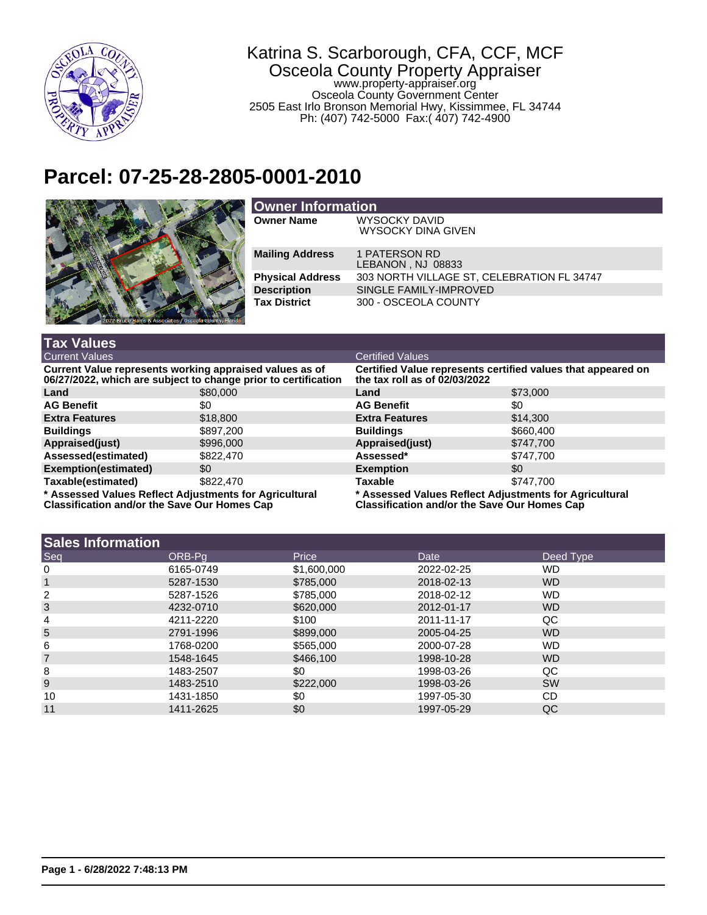Katrina S. Scarborough, CFA, CCF, MCF
Osceola County Property Appraiser
www.property-appraiser.org
Osceola County Government Center
2505 East Irlo Bronson Memorial Hwy, Kissimmee, FL 34744
Ph: (407) 742-5000 Fax:( 407) 742-4900

# Parcel: 07-25-28-2805-0001-2010

## Owner Information

| | |
|---|---|
| **Owner Name** | WYSOCKY DAVID<br>WYSOCKY DINA GIVEN |
| **Mailing Address** | 1 PATERSON RD<br>LEBANON , NJ 08833 |
| **Physical Address** | 303 NORTH VILLAGE ST, CELEBRATION FL 34747 |
| **Description** | SINGLE FAMILY-IMPROVED |
| **Tax District** | 300 - OSCEOLA COUNTY |

## Tax Values

| Current Values | | Certified Values | |
|---|---|---|---|
| **Current Value represents working appraised values as of 06/27/2022, which are subject to change prior to certification** | | **Certified Value represents certified values that appeared on the tax roll as of 02/03/2022** | |
| **Land** | $80,000 | **Land** | $73,000 |
| **AG Benefit** | $0 | **AG Benefit** | $0 |
| **Extra Features** | $18,800 | **Extra Features** | $14,300 |
| **Buildings** | $897,200 | **Buildings** | $660,400 |
| **Appraised(just)** | $996,000 | **Appraised(just)** | $747,700 |
| **Assessed(estimated)** | $822,470 | **Assessed*** | $747,700 |
| **Exemption(estimated)** | $0 | **Exemption** | $0 |
| **Taxable(estimated)** | $822,470 | **Taxable** | $747,700 |

**\* Assessed Values Reflect Adjustments for Agricultural Classification and/or the Save Our Homes Cap** | **\* Assessed Values Reflect Adjustments for Agricultural Classification and/or the Save Our Homes Cap**

## Sales Information

| Seq | ORB-Pg | Price | Date | Deed Type |
|---|---|---|---|---|
| 0 | 6165-0749 | $1,600,000 | 2022-02-25 | WD |
| 1 | 5287-1530 | $785,000 | 2018-02-13 | WD |
| 2 | 5287-1526 | $785,000 | 2018-02-12 | WD |
| 3 | 4232-0710 | $620,000 | 2012-01-17 | WD |
| 4 | 4211-2220 | $100 | 2011-11-17 | QC |
| 5 | 2791-1996 | $899,000 | 2005-04-25 | WD |
| 6 | 1768-0200 | $565,000 | 2000-07-28 | WD |
| 7 | 1548-1645 | $466,100 | 1998-10-28 | WD |
| 8 | 1483-2507 | $0 | 1998-03-26 | QC |
| 9 | 1483-2510 | $222,000 | 1998-03-26 | SW |
| 10 | 1431-1850 | $0 | 1997-05-30 | CD |
| 11 | 1411-2625 | $0 | 1997-05-29 | QC |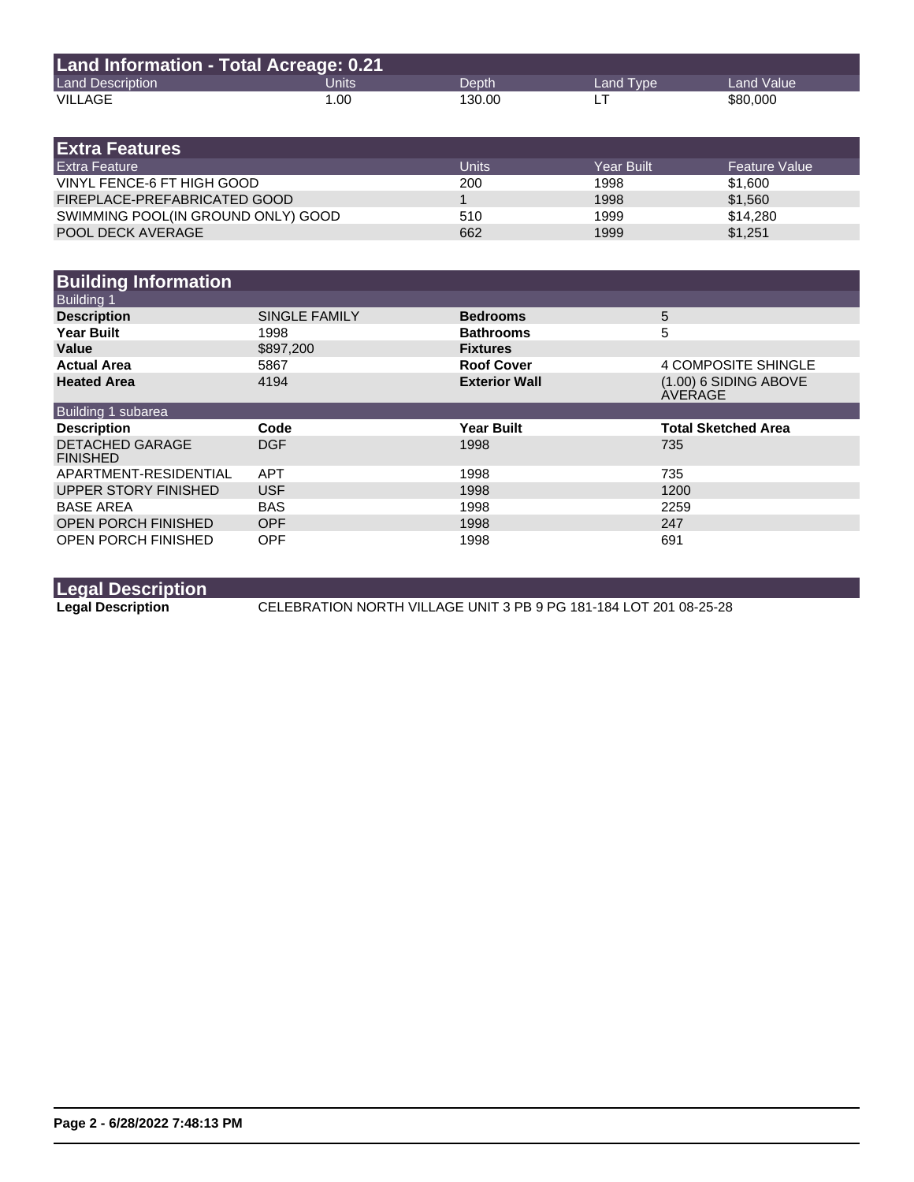## Land Information - Total Acreage: 0.21

| Land Description | Units | Depth | Land Type | Land Value |
|---|---|---|---|---|
| VILLAGE | 1.00 | 130.00 | LT | $80,000 |

## Extra Features

| Extra Feature | Units | Year Built | Feature Value |
|---|---|---|---|
| VINYL FENCE-6 FT HIGH GOOD | 200 | 1998 | $1,600 |
| FIREPLACE-PREFABRICATED GOOD | 1 | 1998 | $1,560 |
| SWIMMING POOL(IN GROUND ONLY) GOOD | 510 | 1999 | $14,280 |
| POOL DECK AVERAGE | 662 | 1999 | $1,251 |

## Building Information

### Building 1

| | | | |
|---|---|---|---|
| **Description** | SINGLE FAMILY | **Bedrooms** | 5 |
| **Year Built** | 1998 | **Bathrooms** | 5 |
| **Value** | $897,200 | **Fixtures** | |
| **Actual Area** | 5867 | **Roof Cover** | 4 COMPOSITE SHINGLE |
| **Heated Area** | 4194 | **Exterior Wall** | (1.00) 6 SIDING ABOVE AVERAGE |

### Building 1 subarea

| Description | Code | Year Built | Total Sketched Area |
|---|---|---|---|
| DETACHED GARAGE FINISHED | DGF | 1998 | 735 |
| APARTMENT-RESIDENTIAL | APT | 1998 | 735 |
| UPPER STORY FINISHED | USF | 1998 | 1200 |
| BASE AREA | BAS | 1998 | 2259 |
| OPEN PORCH FINISHED | OPF | 1998 | 247 |
| OPEN PORCH FINISHED | OPF | 1998 | 691 |

## Legal Description

**Legal Description** CELEBRATION NORTH VILLAGE UNIT 3 PB 9 PG 181-184 LOT 201 08-25-28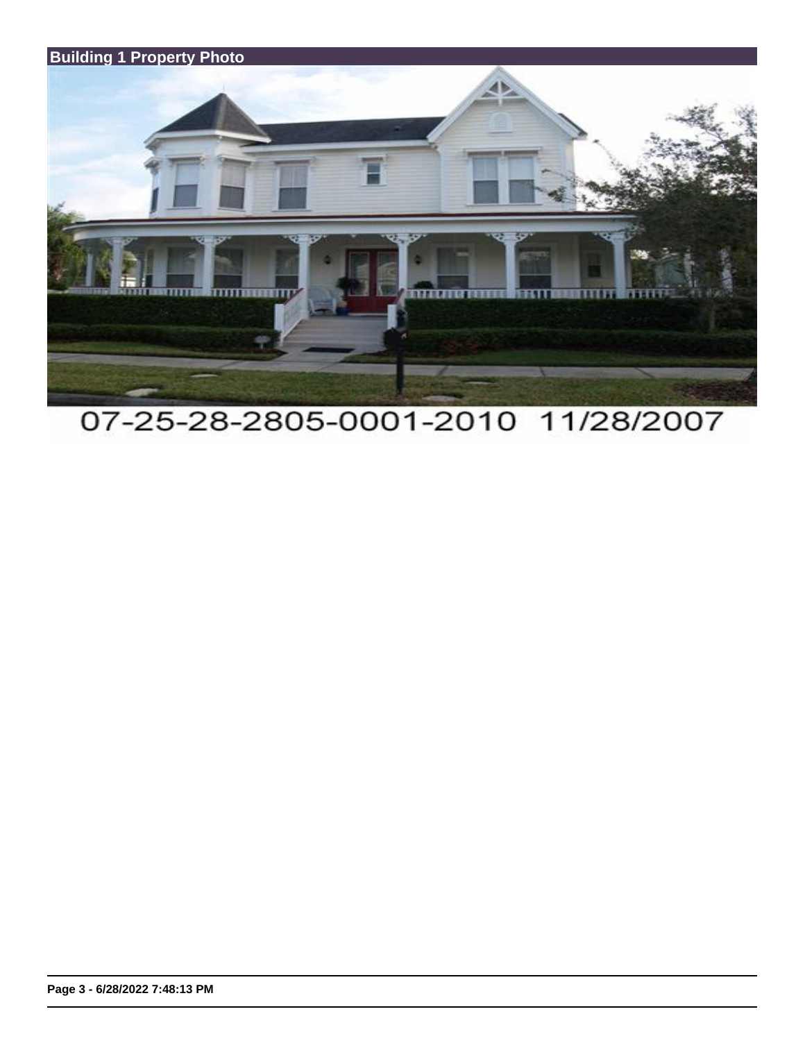## Building 1 Property Photo

07-25-28-2805-0001-2010 11/28/2007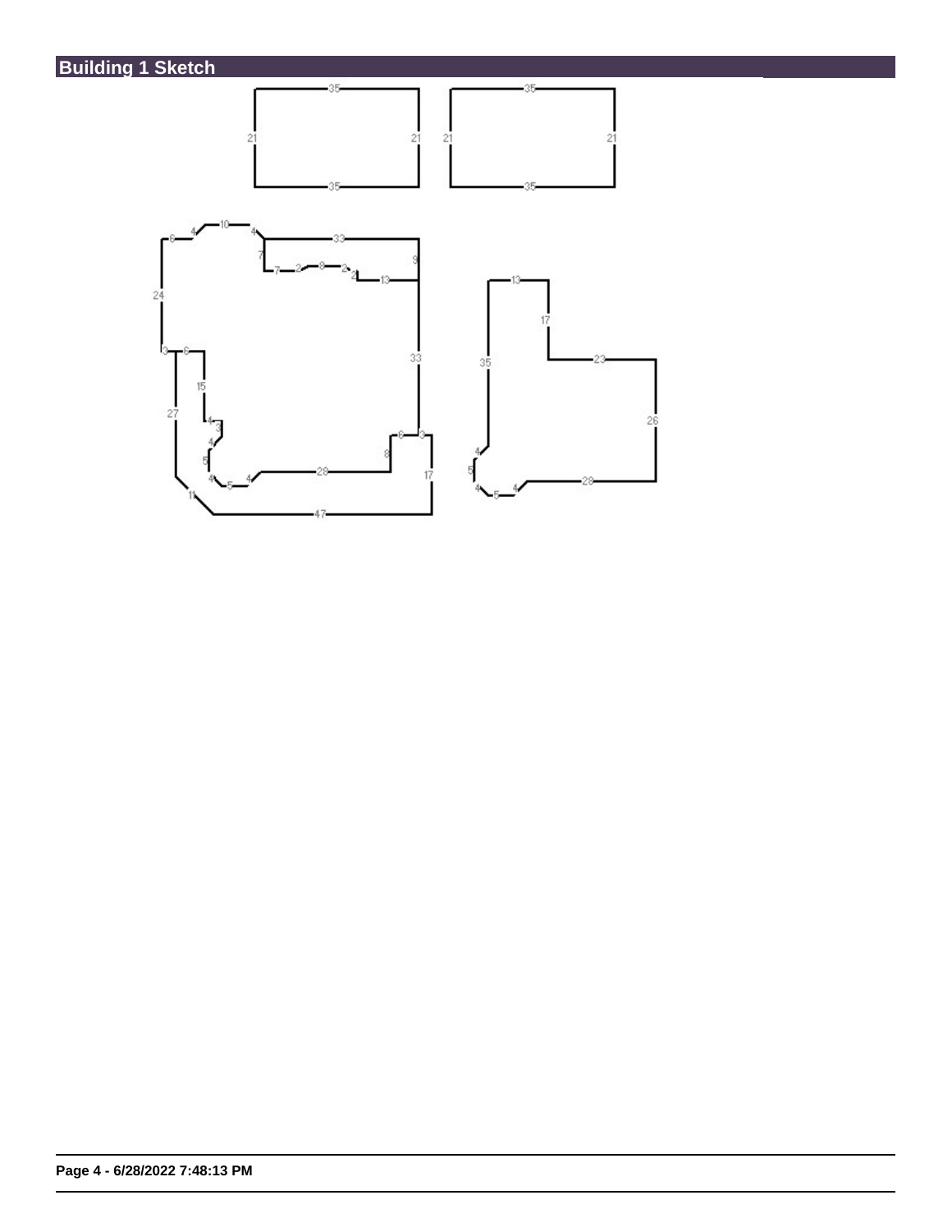## Building 1 Sketch

35
21
21
35

35
21
21
35

6
4
10
4
33
7
9
7
2
8
2
2
13
24
33
3
6
15
27
4
3
4
5
4
5
4
28
8
6
3
17
11
47

13
17
23
35
26
4
5
4
5
4
28